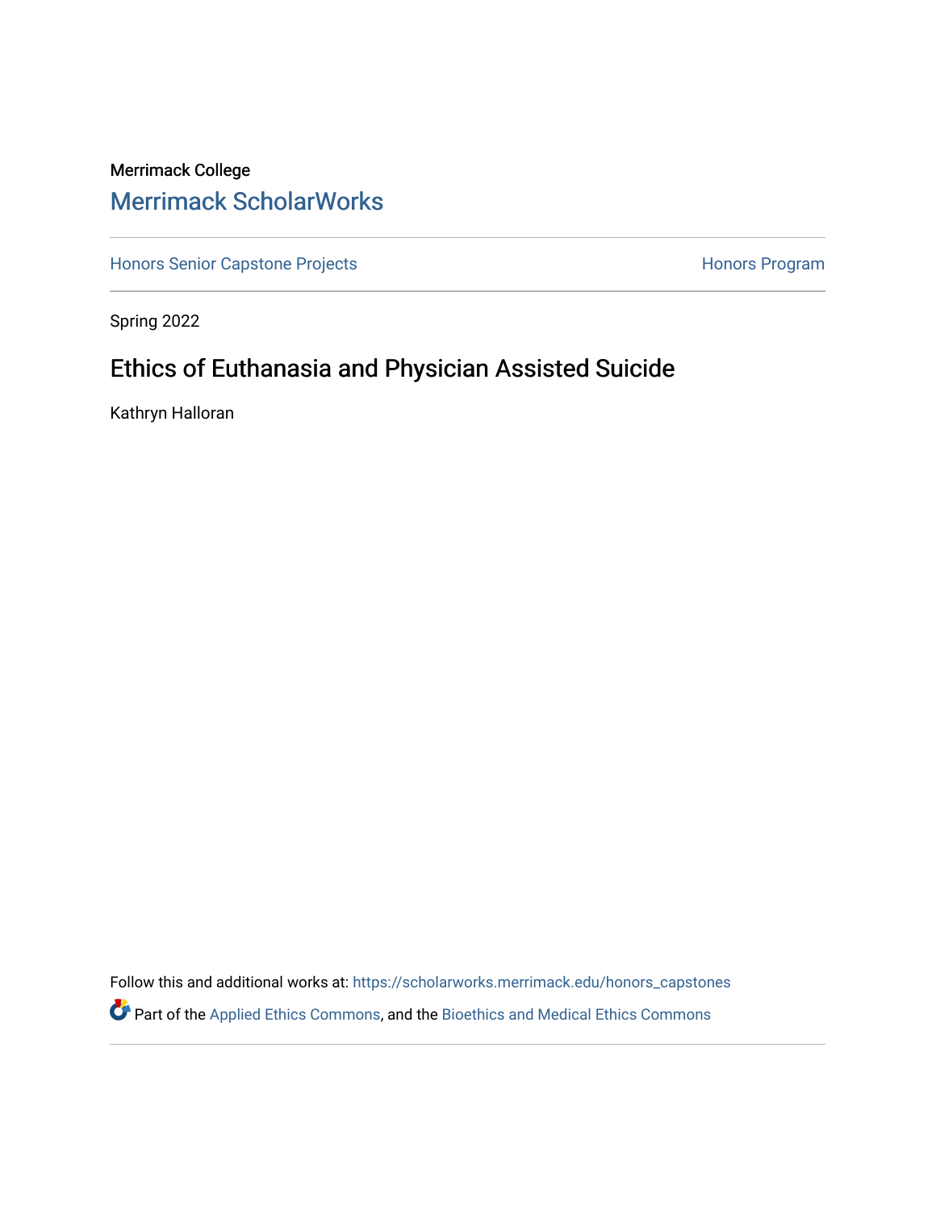Merrimack College

Merrimack ScholarWorks

Honors Senior Capstone Projects

Honors Program

Spring 2022

# Ethics of Euthanasia and Physician Assisted Suicide

Kathryn Halloran

Follow this and additional works at: https://scholarworks.merrimack.edu/honors_capstones

Part of the Applied Ethics Commons, and the Bioethics and Medical Ethics Commons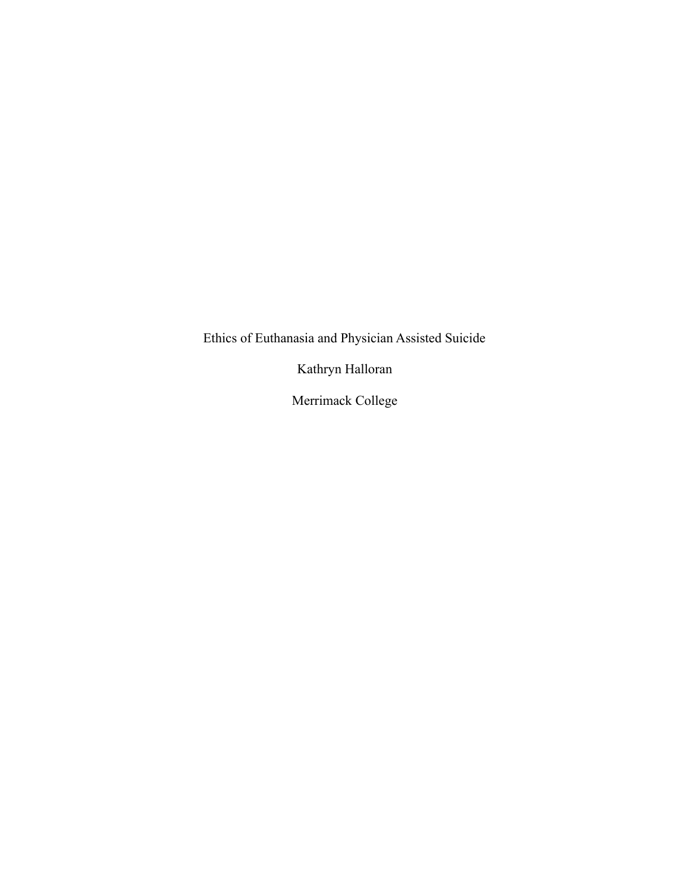Ethics of Euthanasia and Physician Assisted Suicide

Kathryn Halloran

Merrimack College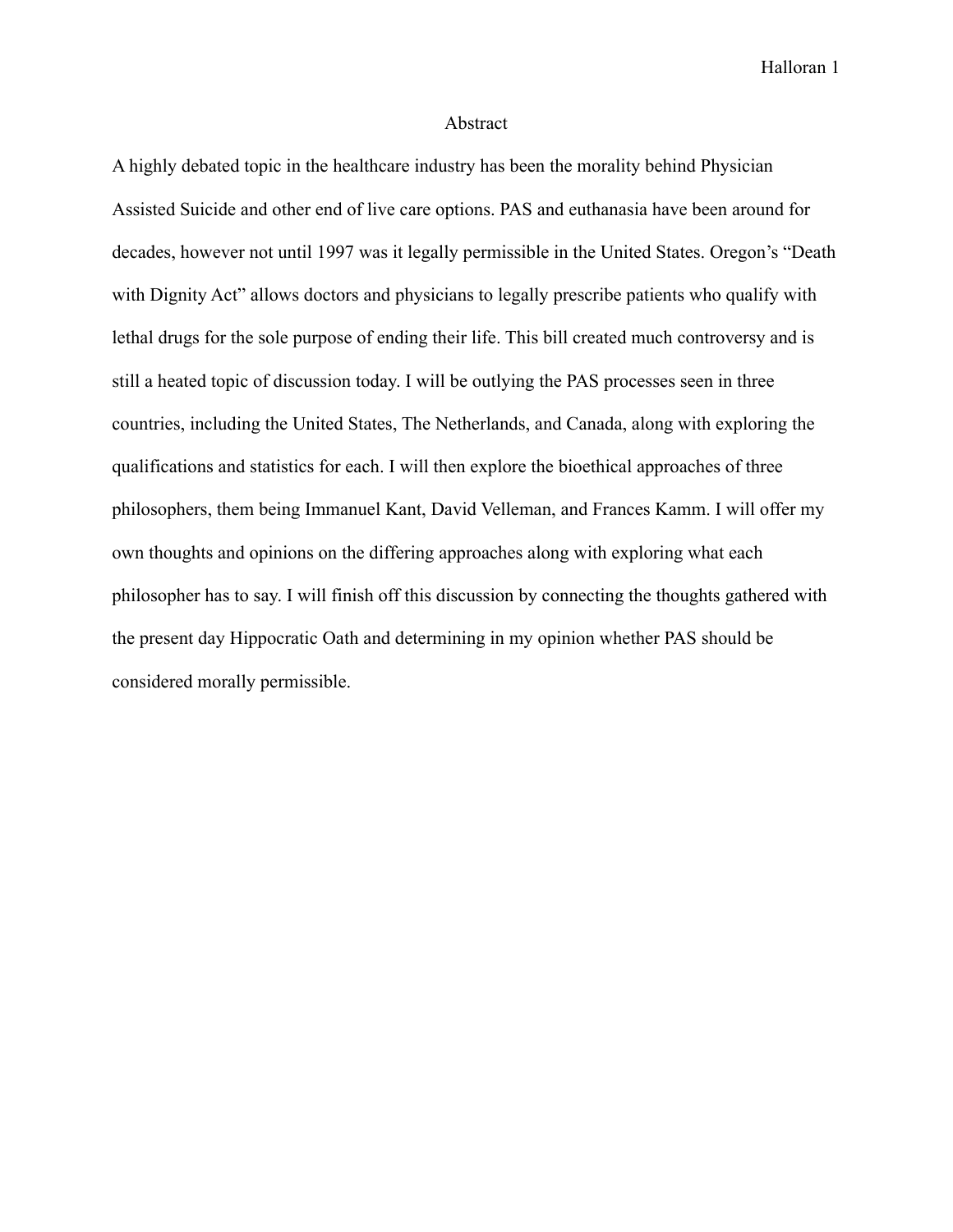# Abstract

A highly debated topic in the healthcare industry has been the morality behind Physician Assisted Suicide and other end of live care options. PAS and euthanasia have been around for decades, however not until 1997 was it legally permissible in the United States. Oregon's "Death with Dignity Act" allows doctors and physicians to legally prescribe patients who qualify with lethal drugs for the sole purpose of ending their life. This bill created much controversy and is still a heated topic of discussion today. I will be outlying the PAS processes seen in three countries, including the United States, The Netherlands, and Canada, along with exploring the qualifications and statistics for each. I will then explore the bioethical approaches of three philosophers, them being Immanuel Kant, David Velleman, and Frances Kamm. I will offer my own thoughts and opinions on the differing approaches along with exploring what each philosopher has to say. I will finish off this discussion by connecting the thoughts gathered with the present day Hippocratic Oath and determining in my opinion whether PAS should be considered morally permissible.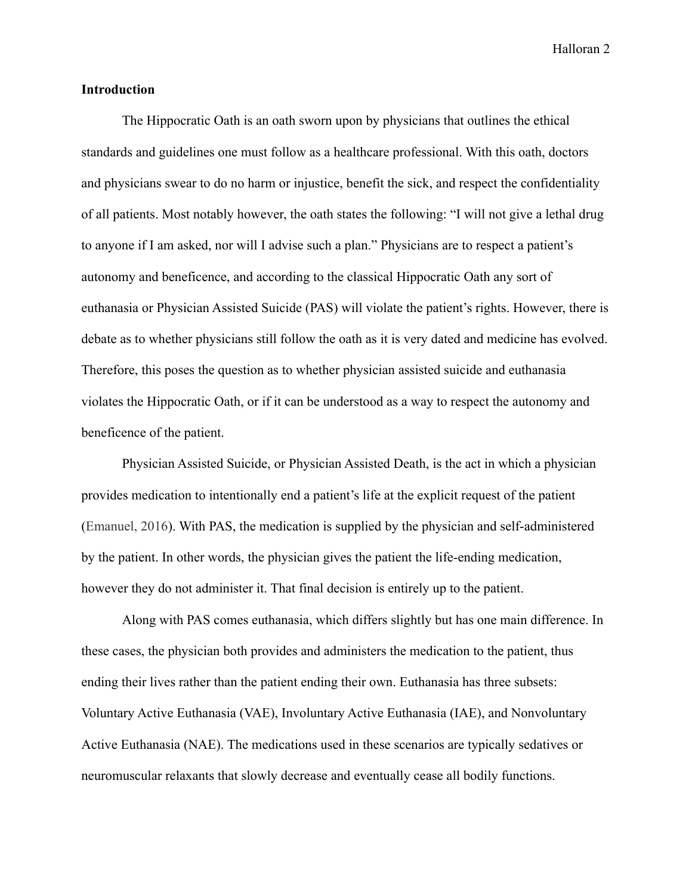**Introduction**

The Hippocratic Oath is an oath sworn upon by physicians that outlines the ethical standards and guidelines one must follow as a healthcare professional. With this oath, doctors and physicians swear to do no harm or injustice, benefit the sick, and respect the confidentiality of all patients. Most notably however, the oath states the following: "I will not give a lethal drug to anyone if I am asked, nor will I advise such a plan." Physicians are to respect a patient's autonomy and beneficence, and according to the classical Hippocratic Oath any sort of euthanasia or Physician Assisted Suicide (PAS) will violate the patient's rights. However, there is debate as to whether physicians still follow the oath as it is very dated and medicine has evolved. Therefore, this poses the question as to whether physician assisted suicide and euthanasia violates the Hippocratic Oath, or if it can be understood as a way to respect the autonomy and beneficence of the patient.

Physician Assisted Suicide, or Physician Assisted Death, is the act in which a physician provides medication to intentionally end a patient's life at the explicit request of the patient (Emanuel, 2016). With PAS, the medication is supplied by the physician and self-administered by the patient. In other words, the physician gives the patient the life-ending medication, however they do not administer it. That final decision is entirely up to the patient.

Along with PAS comes euthanasia, which differs slightly but has one main difference. In these cases, the physician both provides and administers the medication to the patient, thus ending their lives rather than the patient ending their own. Euthanasia has three subsets: Voluntary Active Euthanasia (VAE), Involuntary Active Euthanasia (IAE), and Nonvoluntary Active Euthanasia (NAE). The medications used in these scenarios are typically sedatives or neuromuscular relaxants that slowly decrease and eventually cease all bodily functions.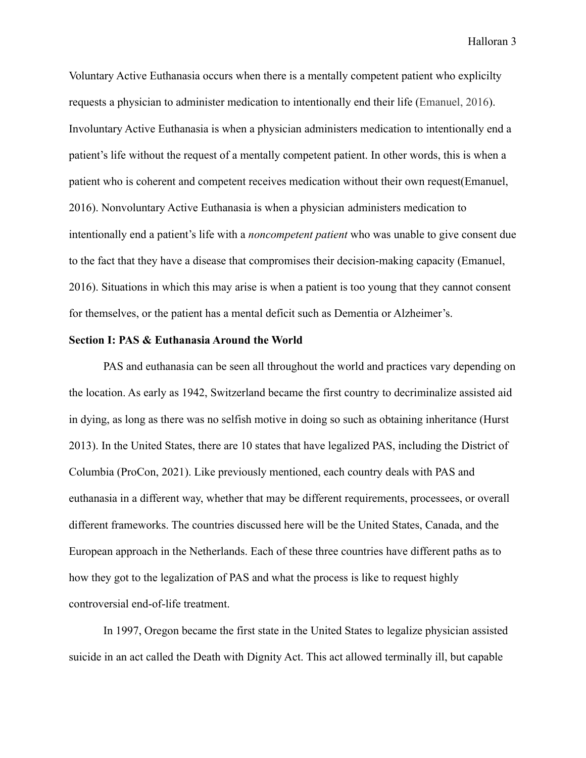Voluntary Active Euthanasia occurs when there is a mentally competent patient who explicilty requests a physician to administer medication to intentionally end their life (Emanuel, 2016). Involuntary Active Euthanasia is when a physician administers medication to intentionally end a patient's life without the request of a mentally competent patient. In other words, this is when a patient who is coherent and competent receives medication without their own request(Emanuel, 2016). Nonvoluntary Active Euthanasia is when a physician administers medication to intentionally end a patient's life with a *noncompetent patient* who was unable to give consent due to the fact that they have a disease that compromises their decision-making capacity (Emanuel, 2016). Situations in which this may arise is when a patient is too young that they cannot consent for themselves, or the patient has a mental deficit such as Dementia or Alzheimer's.

**Section I: PAS & Euthanasia Around the World**

PAS and euthanasia can be seen all throughout the world and practices vary depending on the location. As early as 1942, Switzerland became the first country to decriminalize assisted aid in dying, as long as there was no selfish motive in doing so such as obtaining inheritance (Hurst 2013). In the United States, there are 10 states that have legalized PAS, including the District of Columbia (ProCon, 2021). Like previously mentioned, each country deals with PAS and euthanasia in a different way, whether that may be different requirements, processees, or overall different frameworks. The countries discussed here will be the United States, Canada, and the European approach in the Netherlands. Each of these three countries have different paths as to how they got to the legalization of PAS and what the process is like to request highly controversial end-of-life treatment.

In 1997, Oregon became the first state in the United States to legalize physician assisted suicide in an act called the Death with Dignity Act. This act allowed terminally ill, but capable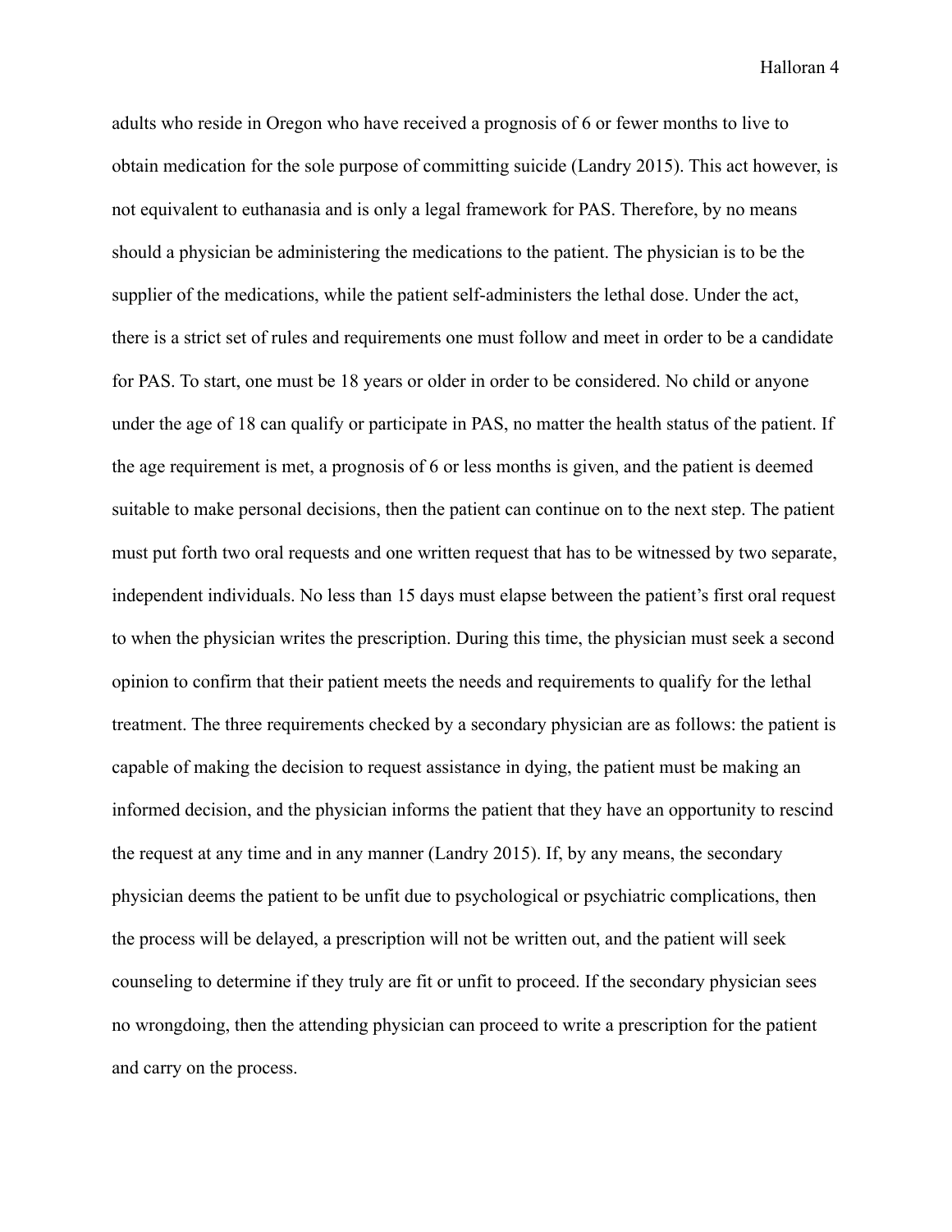adults who reside in Oregon who have received a prognosis of 6 or fewer months to live to obtain medication for the sole purpose of committing suicide (Landry 2015). This act however, is not equivalent to euthanasia and is only a legal framework for PAS. Therefore, by no means should a physician be administering the medications to the patient. The physician is to be the supplier of the medications, while the patient self-administers the lethal dose. Under the act, there is a strict set of rules and requirements one must follow and meet in order to be a candidate for PAS. To start, one must be 18 years or older in order to be considered. No child or anyone under the age of 18 can qualify or participate in PAS, no matter the health status of the patient. If the age requirement is met, a prognosis of 6 or less months is given, and the patient is deemed suitable to make personal decisions, then the patient can continue on to the next step. The patient must put forth two oral requests and one written request that has to be witnessed by two separate, independent individuals. No less than 15 days must elapse between the patient's first oral request to when the physician writes the prescription. During this time, the physician must seek a second opinion to confirm that their patient meets the needs and requirements to qualify for the lethal treatment. The three requirements checked by a secondary physician are as follows: the patient is capable of making the decision to request assistance in dying, the patient must be making an informed decision, and the physician informs the patient that they have an opportunity to rescind the request at any time and in any manner (Landry 2015). If, by any means, the secondary physician deems the patient to be unfit due to psychological or psychiatric complications, then the process will be delayed, a prescription will not be written out, and the patient will seek counseling to determine if they truly are fit or unfit to proceed. If the secondary physician sees no wrongdoing, then the attending physician can proceed to write a prescription for the patient and carry on the process.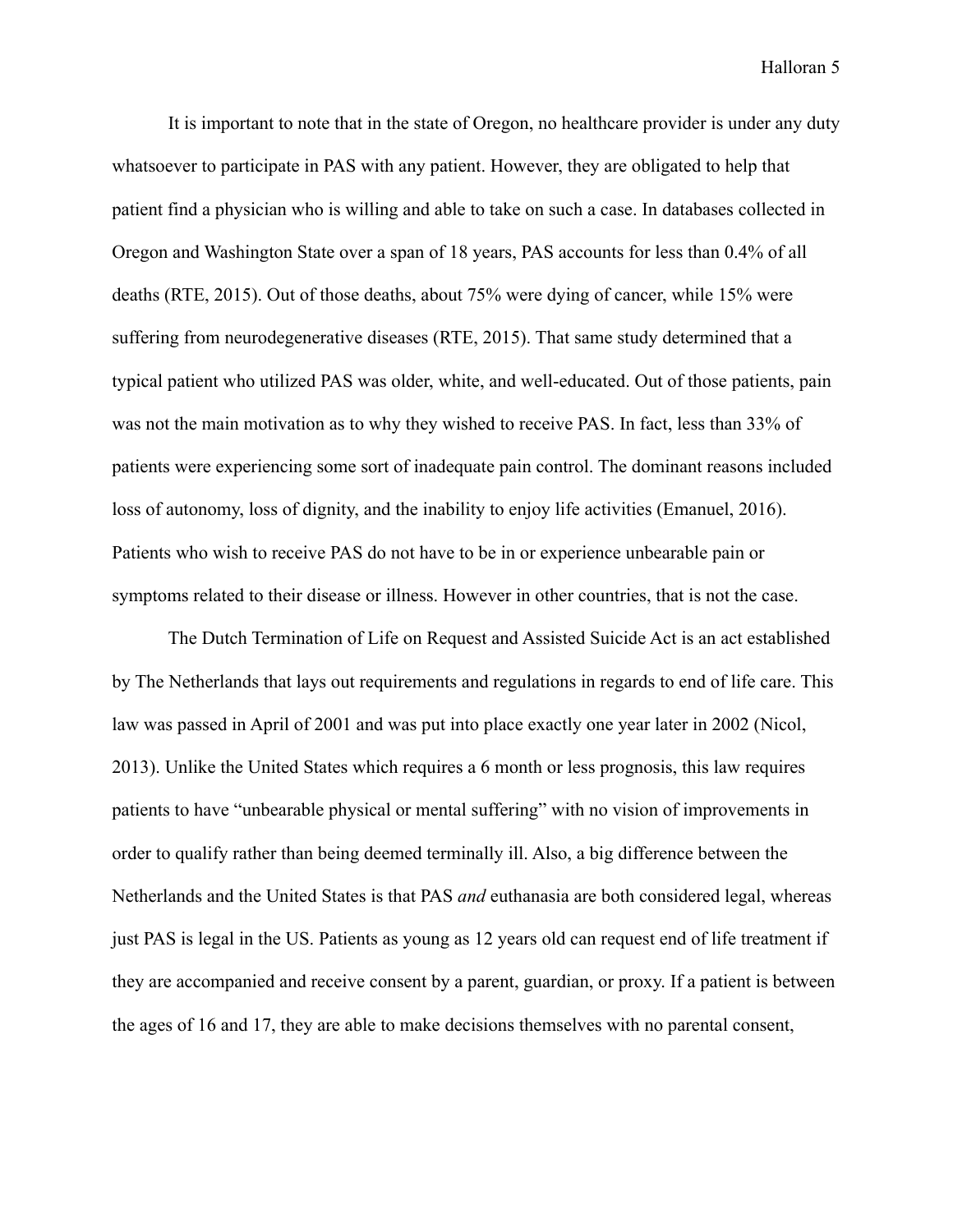It is important to note that in the state of Oregon, no healthcare provider is under any duty whatsoever to participate in PAS with any patient. However, they are obligated to help that patient find a physician who is willing and able to take on such a case. In databases collected in Oregon and Washington State over a span of 18 years, PAS accounts for less than 0.4% of all deaths (RTE, 2015). Out of those deaths, about 75% were dying of cancer, while 15% were suffering from neurodegenerative diseases (RTE, 2015). That same study determined that a typical patient who utilized PAS was older, white, and well-educated. Out of those patients, pain was not the main motivation as to why they wished to receive PAS. In fact, less than 33% of patients were experiencing some sort of inadequate pain control. The dominant reasons included loss of autonomy, loss of dignity, and the inability to enjoy life activities (Emanuel, 2016). Patients who wish to receive PAS do not have to be in or experience unbearable pain or symptoms related to their disease or illness. However in other countries, that is not the case.

The Dutch Termination of Life on Request and Assisted Suicide Act is an act established by The Netherlands that lays out requirements and regulations in regards to end of life care. This law was passed in April of 2001 and was put into place exactly one year later in 2002 (Nicol, 2013). Unlike the United States which requires a 6 month or less prognosis, this law requires patients to have "unbearable physical or mental suffering" with no vision of improvements in order to qualify rather than being deemed terminally ill. Also, a big difference between the Netherlands and the United States is that PAS *and* euthanasia are both considered legal, whereas just PAS is legal in the US. Patients as young as 12 years old can request end of life treatment if they are accompanied and receive consent by a parent, guardian, or proxy. If a patient is between the ages of 16 and 17, they are able to make decisions themselves with no parental consent,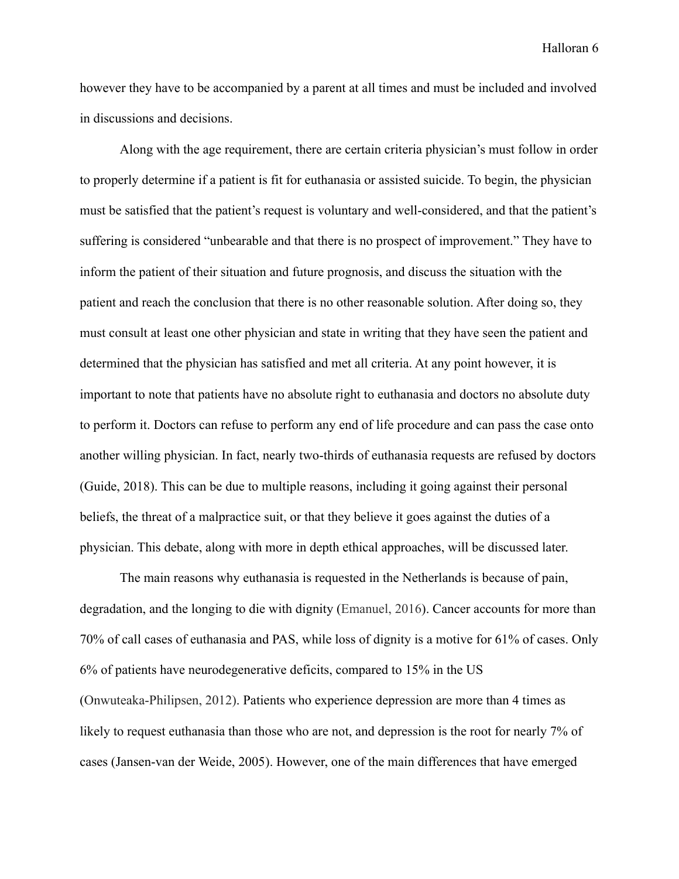however they have to be accompanied by a parent at all times and must be included and involved in discussions and decisions.

Along with the age requirement, there are certain criteria physician's must follow in order to properly determine if a patient is fit for euthanasia or assisted suicide. To begin, the physician must be satisfied that the patient's request is voluntary and well-considered, and that the patient's suffering is considered "unbearable and that there is no prospect of improvement." They have to inform the patient of their situation and future prognosis, and discuss the situation with the patient and reach the conclusion that there is no other reasonable solution. After doing so, they must consult at least one other physician and state in writing that they have seen the patient and determined that the physician has satisfied and met all criteria. At any point however, it is important to note that patients have no absolute right to euthanasia and doctors no absolute duty to perform it. Doctors can refuse to perform any end of life procedure and can pass the case onto another willing physician. In fact, nearly two-thirds of euthanasia requests are refused by doctors (Guide, 2018). This can be due to multiple reasons, including it going against their personal beliefs, the threat of a malpractice suit, or that they believe it goes against the duties of a physician. This debate, along with more in depth ethical approaches, will be discussed later.

The main reasons why euthanasia is requested in the Netherlands is because of pain, degradation, and the longing to die with dignity (Emanuel, 2016). Cancer accounts for more than 70% of call cases of euthanasia and PAS, while loss of dignity is a motive for 61% of cases. Only 6% of patients have neurodegenerative deficits, compared to 15% in the US (Onwuteaka-Philipsen, 2012). Patients who experience depression are more than 4 times as likely to request euthanasia than those who are not, and depression is the root for nearly 7% of cases (Jansen-van der Weide, 2005). However, one of the main differences that have emerged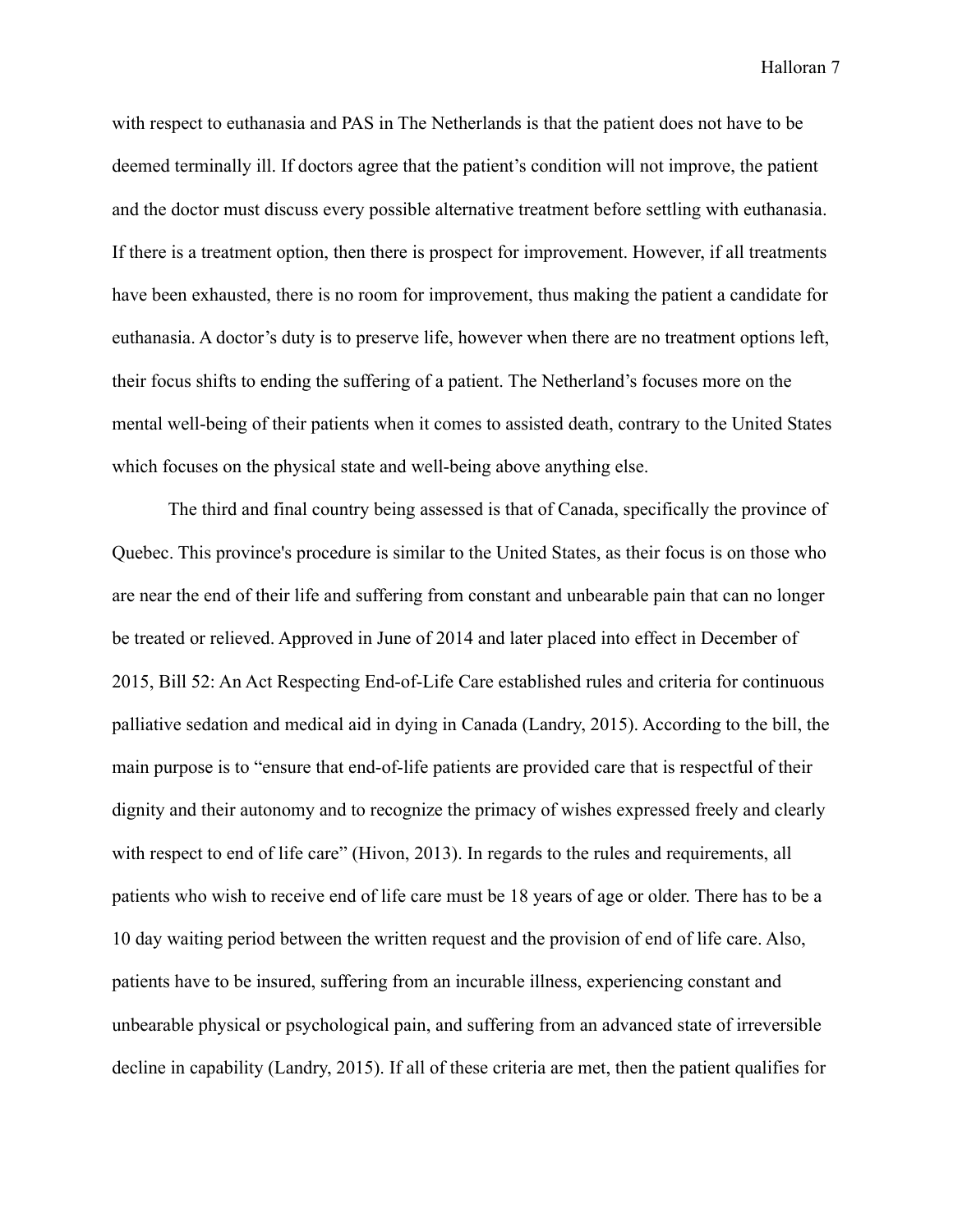with respect to euthanasia and PAS in The Netherlands is that the patient does not have to be deemed terminally ill. If doctors agree that the patient's condition will not improve, the patient and the doctor must discuss every possible alternative treatment before settling with euthanasia. If there is a treatment option, then there is prospect for improvement. However, if all treatments have been exhausted, there is no room for improvement, thus making the patient a candidate for euthanasia. A doctor's duty is to preserve life, however when there are no treatment options left, their focus shifts to ending the suffering of a patient. The Netherland's focuses more on the mental well-being of their patients when it comes to assisted death, contrary to the United States which focuses on the physical state and well-being above anything else.

The third and final country being assessed is that of Canada, specifically the province of Quebec. This province's procedure is similar to the United States, as their focus is on those who are near the end of their life and suffering from constant and unbearable pain that can no longer be treated or relieved. Approved in June of 2014 and later placed into effect in December of 2015, Bill 52: An Act Respecting End-of-Life Care established rules and criteria for continuous palliative sedation and medical aid in dying in Canada (Landry, 2015). According to the bill, the main purpose is to "ensure that end-of-life patients are provided care that is respectful of their dignity and their autonomy and to recognize the primacy of wishes expressed freely and clearly with respect to end of life care" (Hivon, 2013). In regards to the rules and requirements, all patients who wish to receive end of life care must be 18 years of age or older. There has to be a 10 day waiting period between the written request and the provision of end of life care. Also, patients have to be insured, suffering from an incurable illness, experiencing constant and unbearable physical or psychological pain, and suffering from an advanced state of irreversible decline in capability (Landry, 2015). If all of these criteria are met, then the patient qualifies for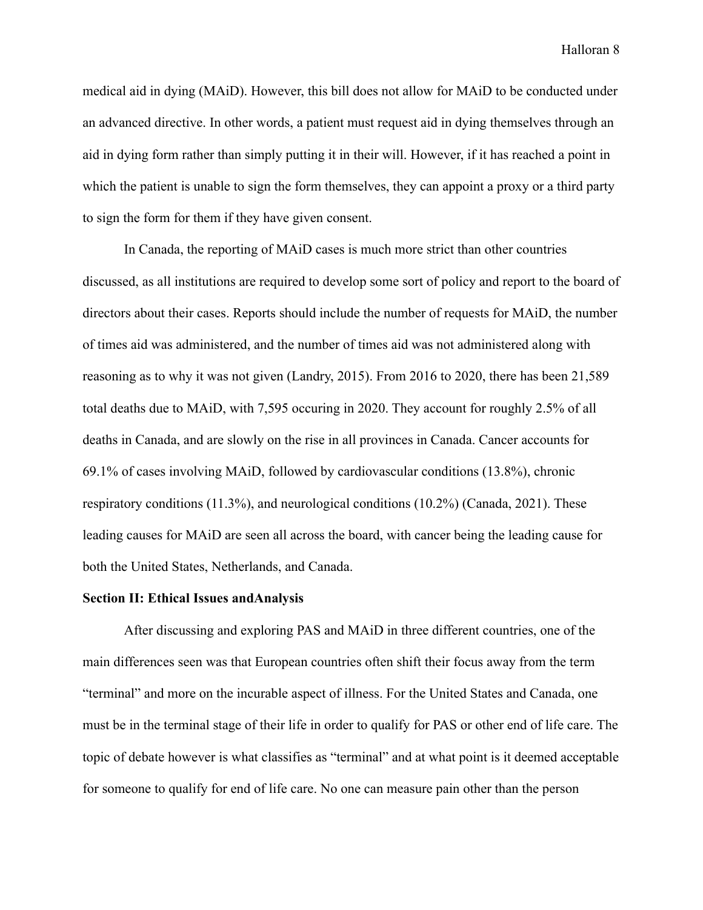medical aid in dying (MAiD). However, this bill does not allow for MAiD to be conducted under an advanced directive. In other words, a patient must request aid in dying themselves through an aid in dying form rather than simply putting it in their will. However, if it has reached a point in which the patient is unable to sign the form themselves, they can appoint a proxy or a third party to sign the form for them if they have given consent.

In Canada, the reporting of MAiD cases is much more strict than other countries discussed, as all institutions are required to develop some sort of policy and report to the board of directors about their cases. Reports should include the number of requests for MAiD, the number of times aid was administered, and the number of times aid was not administered along with reasoning as to why it was not given (Landry, 2015). From 2016 to 2020, there has been 21,589 total deaths due to MAiD, with 7,595 occuring in 2020. They account for roughly 2.5% of all deaths in Canada, and are slowly on the rise in all provinces in Canada. Cancer accounts for 69.1% of cases involving MAiD, followed by cardiovascular conditions (13.8%), chronic respiratory conditions (11.3%), and neurological conditions (10.2%) (Canada, 2021). These leading causes for MAiD are seen all across the board, with cancer being the leading cause for both the United States, Netherlands, and Canada.

**Section II: Ethical Issues andAnalysis**

After discussing and exploring PAS and MAiD in three different countries, one of the main differences seen was that European countries often shift their focus away from the term "terminal" and more on the incurable aspect of illness. For the United States and Canada, one must be in the terminal stage of their life in order to qualify for PAS or other end of life care. The topic of debate however is what classifies as "terminal" and at what point is it deemed acceptable for someone to qualify for end of life care. No one can measure pain other than the person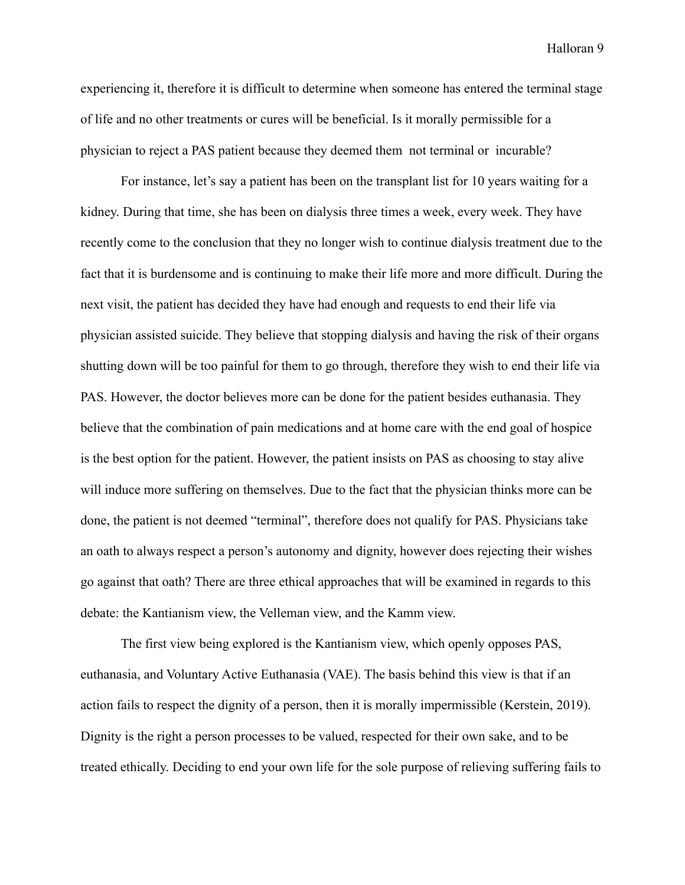experiencing it, therefore it is difficult to determine when someone has entered the terminal stage of life and no other treatments or cures will be beneficial. Is it morally permissible for a physician to reject a PAS patient because they deemed them  not terminal or  incurable?

For instance, let's say a patient has been on the transplant list for 10 years waiting for a kidney. During that time, she has been on dialysis three times a week, every week. They have recently come to the conclusion that they no longer wish to continue dialysis treatment due to the fact that it is burdensome and is continuing to make their life more and more difficult. During the next visit, the patient has decided they have had enough and requests to end their life via physician assisted suicide. They believe that stopping dialysis and having the risk of their organs shutting down will be too painful for them to go through, therefore they wish to end their life via PAS. However, the doctor believes more can be done for the patient besides euthanasia. They believe that the combination of pain medications and at home care with the end goal of hospice is the best option for the patient. However, the patient insists on PAS as choosing to stay alive will induce more suffering on themselves. Due to the fact that the physician thinks more can be done, the patient is not deemed "terminal", therefore does not qualify for PAS. Physicians take an oath to always respect a person's autonomy and dignity, however does rejecting their wishes go against that oath? There are three ethical approaches that will be examined in regards to this debate: the Kantianism view, the Velleman view, and the Kamm view.

The first view being explored is the Kantianism view, which openly opposes PAS, euthanasia, and Voluntary Active Euthanasia (VAE). The basis behind this view is that if an action fails to respect the dignity of a person, then it is morally impermissible (Kerstein, 2019). Dignity is the right a person processes to be valued, respected for their own sake, and to be treated ethically. Deciding to end your own life for the sole purpose of relieving suffering fails to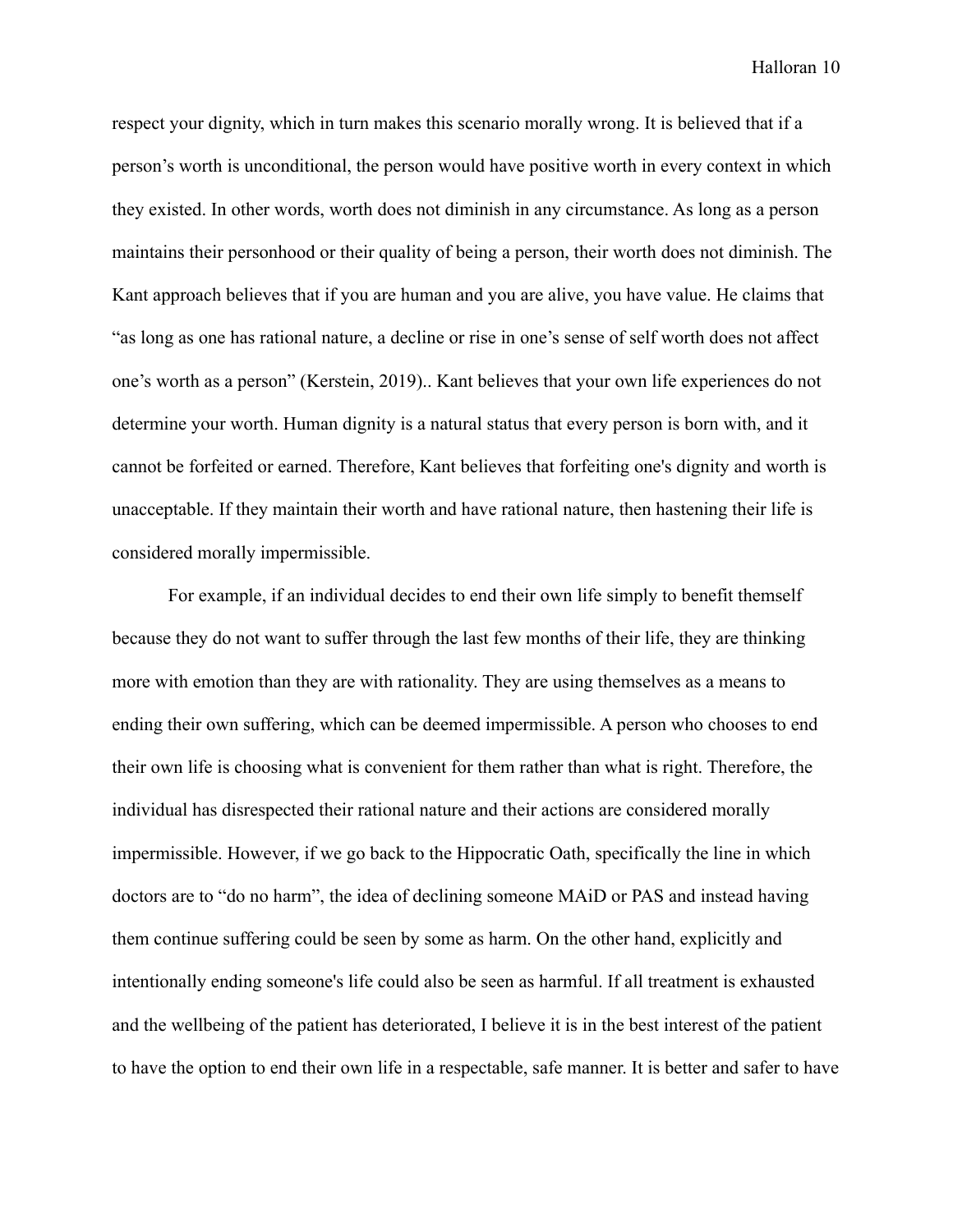respect your dignity, which in turn makes this scenario morally wrong. It is believed that if a person's worth is unconditional, the person would have positive worth in every context in which they existed. In other words, worth does not diminish in any circumstance. As long as a person maintains their personhood or their quality of being a person, their worth does not diminish. The Kant approach believes that if you are human and you are alive, you have value. He claims that "as long as one has rational nature, a decline or rise in one's sense of self worth does not affect one's worth as a person" (Kerstein, 2019).. Kant believes that your own life experiences do not determine your worth. Human dignity is a natural status that every person is born with, and it cannot be forfeited or earned. Therefore, Kant believes that forfeiting one's dignity and worth is unacceptable. If they maintain their worth and have rational nature, then hastening their life is considered morally impermissible.

For example, if an individual decides to end their own life simply to benefit themself because they do not want to suffer through the last few months of their life, they are thinking more with emotion than they are with rationality. They are using themselves as a means to ending their own suffering, which can be deemed impermissible. A person who chooses to end their own life is choosing what is convenient for them rather than what is right. Therefore, the individual has disrespected their rational nature and their actions are considered morally impermissible. However, if we go back to the Hippocratic Oath, specifically the line in which doctors are to "do no harm", the idea of declining someone MAiD or PAS and instead having them continue suffering could be seen by some as harm. On the other hand, explicitly and intentionally ending someone's life could also be seen as harmful. If all treatment is exhausted and the wellbeing of the patient has deteriorated, I believe it is in the best interest of the patient to have the option to end their own life in a respectable, safe manner. It is better and safer to have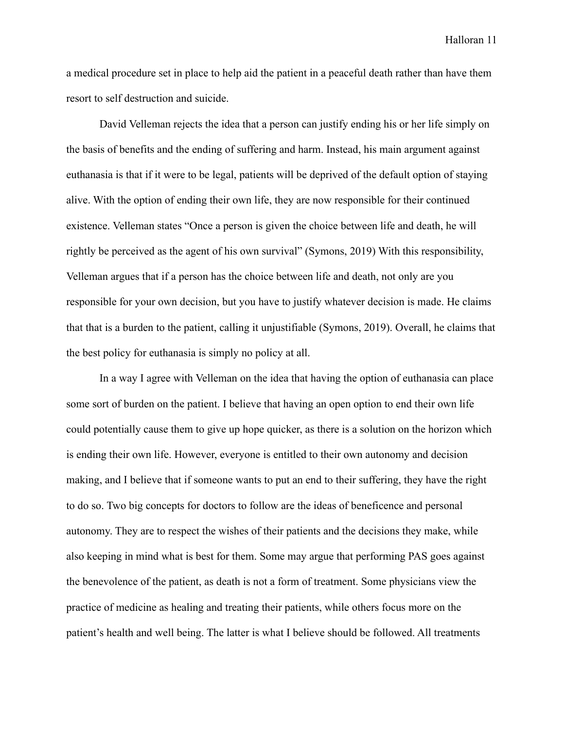a medical procedure set in place to help aid the patient in a peaceful death rather than have them resort to self destruction and suicide.

David Velleman rejects the idea that a person can justify ending his or her life simply on the basis of benefits and the ending of suffering and harm. Instead, his main argument against euthanasia is that if it were to be legal, patients will be deprived of the default option of staying alive. With the option of ending their own life, they are now responsible for their continued existence. Velleman states "Once a person is given the choice between life and death, he will rightly be perceived as the agent of his own survival" (Symons, 2019) With this responsibility, Velleman argues that if a person has the choice between life and death, not only are you responsible for your own decision, but you have to justify whatever decision is made. He claims that that is a burden to the patient, calling it unjustifiable (Symons, 2019). Overall, he claims that the best policy for euthanasia is simply no policy at all.

In a way I agree with Velleman on the idea that having the option of euthanasia can place some sort of burden on the patient. I believe that having an open option to end their own life could potentially cause them to give up hope quicker, as there is a solution on the horizon which is ending their own life. However, everyone is entitled to their own autonomy and decision making, and I believe that if someone wants to put an end to their suffering, they have the right to do so. Two big concepts for doctors to follow are the ideas of beneficence and personal autonomy. They are to respect the wishes of their patients and the decisions they make, while also keeping in mind what is best for them. Some may argue that performing PAS goes against the benevolence of the patient, as death is not a form of treatment. Some physicians view the practice of medicine as healing and treating their patients, while others focus more on the patient's health and well being. The latter is what I believe should be followed. All treatments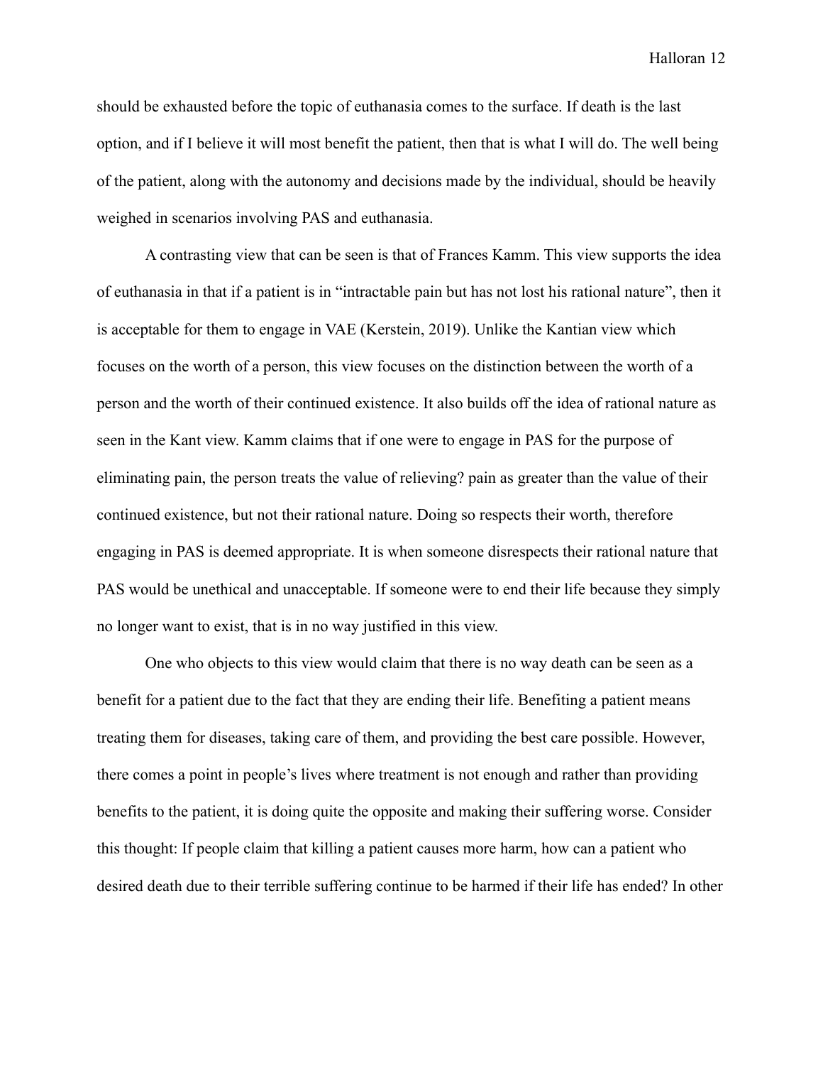should be exhausted before the topic of euthanasia comes to the surface. If death is the last option, and if I believe it will most benefit the patient, then that is what I will do. The well being of the patient, along with the autonomy and decisions made by the individual, should be heavily weighed in scenarios involving PAS and euthanasia.

A contrasting view that can be seen is that of Frances Kamm. This view supports the idea of euthanasia in that if a patient is in "intractable pain but has not lost his rational nature", then it is acceptable for them to engage in VAE (Kerstein, 2019). Unlike the Kantian view which focuses on the worth of a person, this view focuses on the distinction between the worth of a person and the worth of their continued existence. It also builds off the idea of rational nature as seen in the Kant view. Kamm claims that if one were to engage in PAS for the purpose of eliminating pain, the person treats the value of relieving? pain as greater than the value of their continued existence, but not their rational nature. Doing so respects their worth, therefore engaging in PAS is deemed appropriate. It is when someone disrespects their rational nature that PAS would be unethical and unacceptable. If someone were to end their life because they simply no longer want to exist, that is in no way justified in this view.

One who objects to this view would claim that there is no way death can be seen as a benefit for a patient due to the fact that they are ending their life. Benefiting a patient means treating them for diseases, taking care of them, and providing the best care possible. However, there comes a point in people's lives where treatment is not enough and rather than providing benefits to the patient, it is doing quite the opposite and making their suffering worse. Consider this thought: If people claim that killing a patient causes more harm, how can a patient who desired death due to their terrible suffering continue to be harmed if their life has ended? In other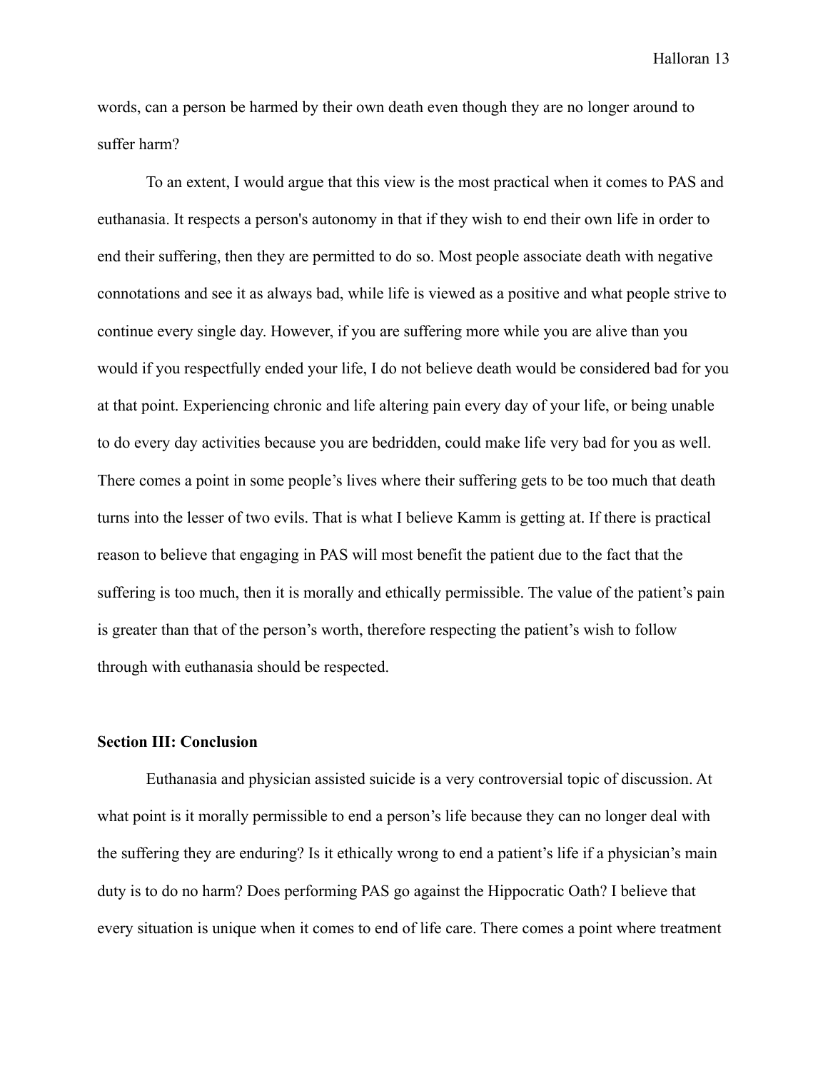words, can a person be harmed by their own death even though they are no longer around to suffer harm?

To an extent, I would argue that this view is the most practical when it comes to PAS and euthanasia. It respects a person's autonomy in that if they wish to end their own life in order to end their suffering, then they are permitted to do so. Most people associate death with negative connotations and see it as always bad, while life is viewed as a positive and what people strive to continue every single day. However, if you are suffering more while you are alive than you would if you respectfully ended your life, I do not believe death would be considered bad for you at that point. Experiencing chronic and life altering pain every day of your life, or being unable to do every day activities because you are bedridden, could make life very bad for you as well. There comes a point in some people's lives where their suffering gets to be too much that death turns into the lesser of two evils. That is what I believe Kamm is getting at. If there is practical reason to believe that engaging in PAS will most benefit the patient due to the fact that the suffering is too much, then it is morally and ethically permissible. The value of the patient's pain is greater than that of the person's worth, therefore respecting the patient's wish to follow through with euthanasia should be respected.

**Section III: Conclusion**

Euthanasia and physician assisted suicide is a very controversial topic of discussion. At what point is it morally permissible to end a person's life because they can no longer deal with the suffering they are enduring? Is it ethically wrong to end a patient's life if a physician's main duty is to do no harm? Does performing PAS go against the Hippocratic Oath? I believe that every situation is unique when it comes to end of life care. There comes a point where treatment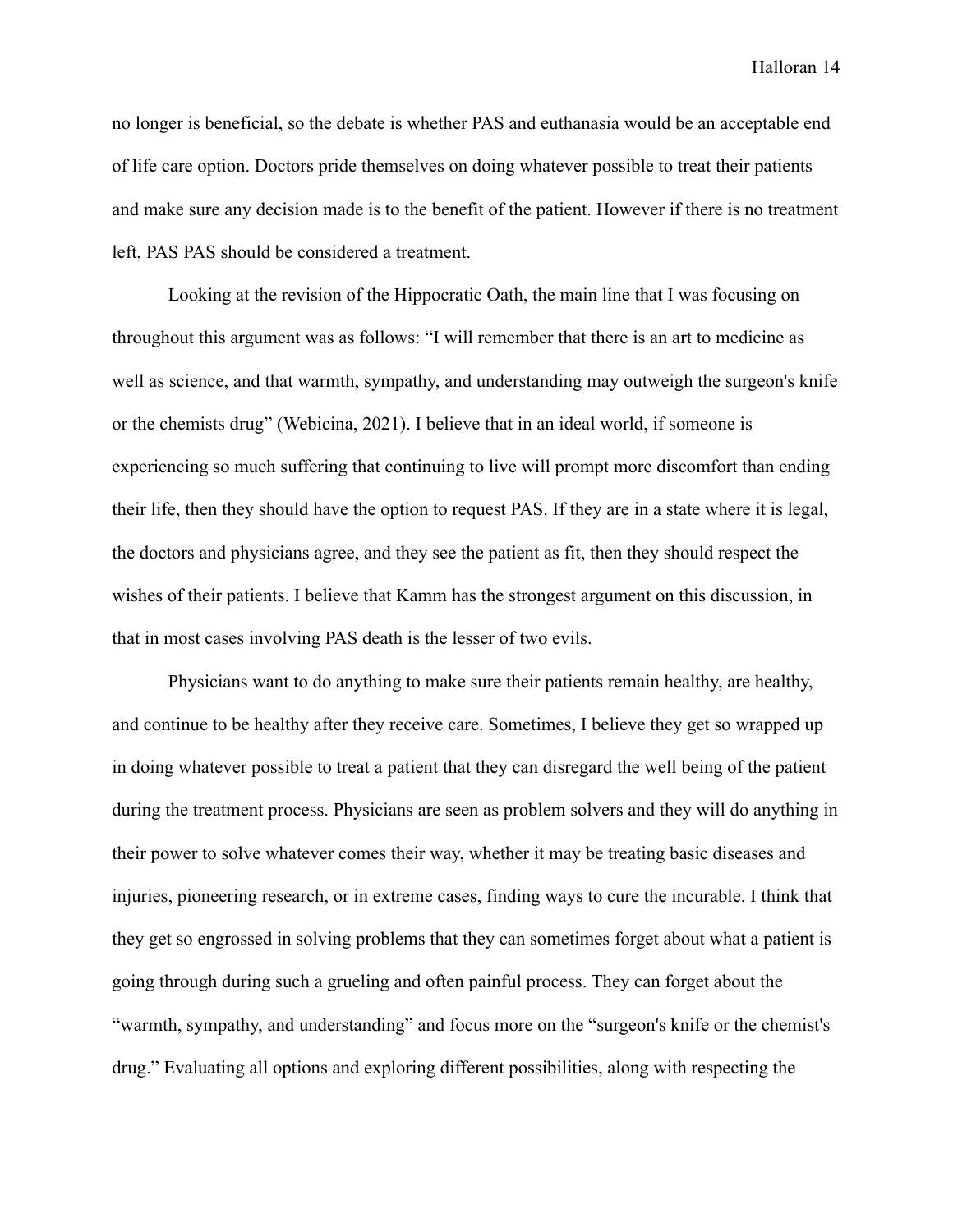no longer is beneficial, so the debate is whether PAS and euthanasia would be an acceptable end of life care option. Doctors pride themselves on doing whatever possible to treat their patients and make sure any decision made is to the benefit of the patient. However if there is no treatment left, PAS PAS should be considered a treatment.

Looking at the revision of the Hippocratic Oath, the main line that I was focusing on throughout this argument was as follows: "I will remember that there is an art to medicine as well as science, and that warmth, sympathy, and understanding may outweigh the surgeon's knife or the chemists drug" (Webicina, 2021). I believe that in an ideal world, if someone is experiencing so much suffering that continuing to live will prompt more discomfort than ending their life, then they should have the option to request PAS. If they are in a state where it is legal, the doctors and physicians agree, and they see the patient as fit, then they should respect the wishes of their patients. I believe that Kamm has the strongest argument on this discussion, in that in most cases involving PAS death is the lesser of two evils.

Physicians want to do anything to make sure their patients remain healthy, are healthy, and continue to be healthy after they receive care. Sometimes, I believe they get so wrapped up in doing whatever possible to treat a patient that they can disregard the well being of the patient during the treatment process. Physicians are seen as problem solvers and they will do anything in their power to solve whatever comes their way, whether it may be treating basic diseases and injuries, pioneering research, or in extreme cases, finding ways to cure the incurable. I think that they get so engrossed in solving problems that they can sometimes forget about what a patient is going through during such a grueling and often painful process. They can forget about the "warmth, sympathy, and understanding" and focus more on the "surgeon's knife or the chemist's drug." Evaluating all options and exploring different possibilities, along with respecting the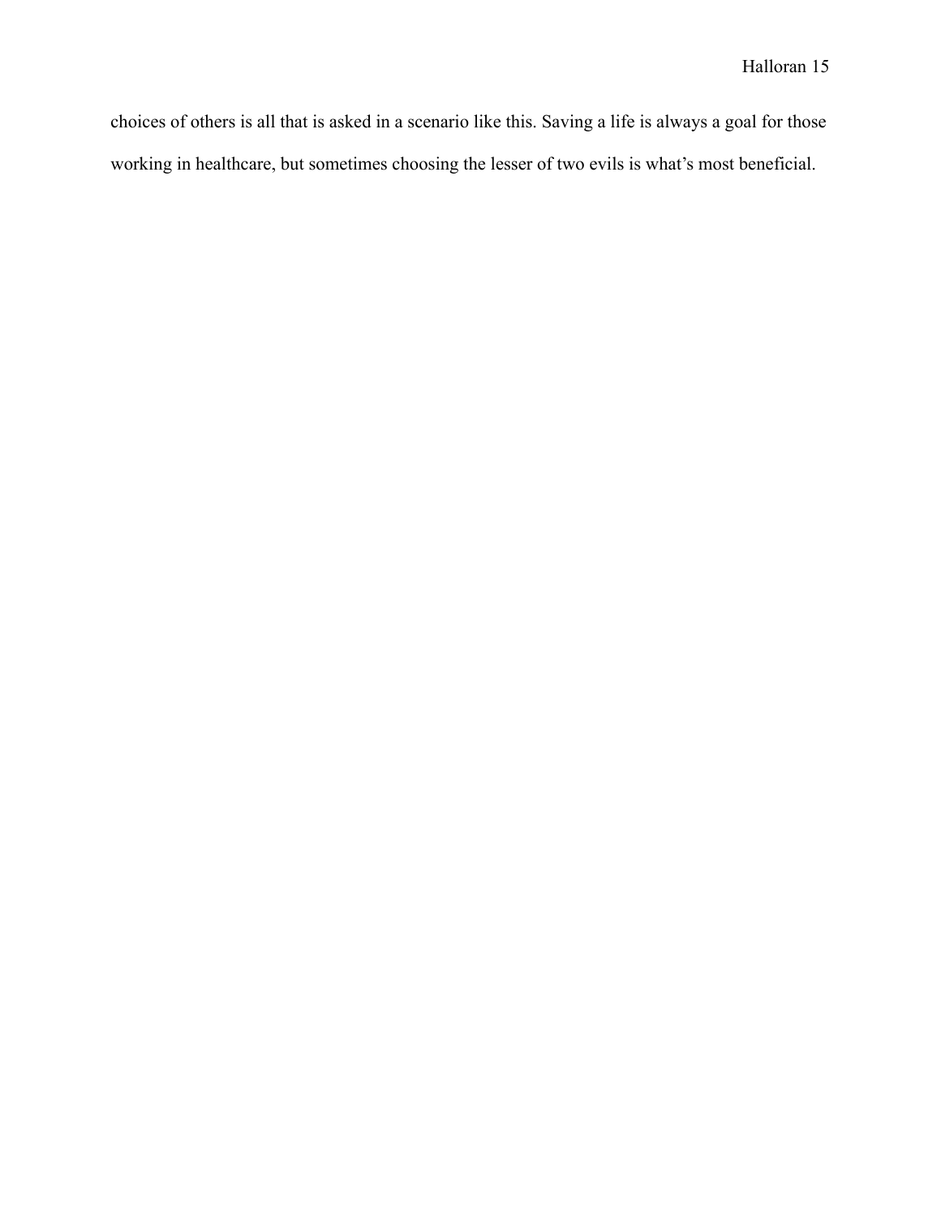choices of others is all that is asked in a scenario like this. Saving a life is always a goal for those working in healthcare, but sometimes choosing the lesser of two evils is what's most beneficial.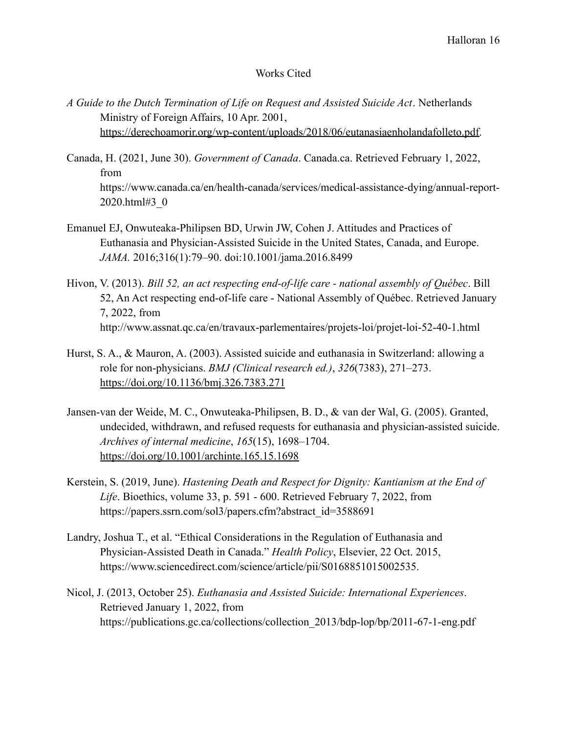# Works Cited

*A Guide to the Dutch Termination of Life on Request and Assisted Suicide Act*. Netherlands Ministry of Foreign Affairs, 10 Apr. 2001, https://derechoamorir.org/wp-content/uploads/2018/06/eutanasiaenholandafolleto.pdf.

Canada, H. (2021, June 30). *Government of Canada*. Canada.ca. Retrieved February 1, 2022, from https://www.canada.ca/en/health-canada/services/medical-assistance-dying/annual-report-2020.html#3_0

Emanuel EJ, Onwuteaka-Philipsen BD, Urwin JW, Cohen J. Attitudes and Practices of Euthanasia and Physician-Assisted Suicide in the United States, Canada, and Europe. *JAMA.* 2016;316(1):79–90. doi:10.1001/jama.2016.8499

Hivon, V. (2013). *Bill 52, an act respecting end-of-life care - national assembly of Québec*. Bill 52, An Act respecting end-of-life care - National Assembly of Québec. Retrieved January 7, 2022, from http://www.assnat.qc.ca/en/travaux-parlementaires/projets-loi/projet-loi-52-40-1.html

Hurst, S. A., & Mauron, A. (2003). Assisted suicide and euthanasia in Switzerland: allowing a role for non-physicians. *BMJ (Clinical research ed.)*, *326*(7383), 271–273. https://doi.org/10.1136/bmj.326.7383.271

Jansen-van der Weide, M. C., Onwuteaka-Philipsen, B. D., & van der Wal, G. (2005). Granted, undecided, withdrawn, and refused requests for euthanasia and physician-assisted suicide. *Archives of internal medicine*, *165*(15), 1698–1704. https://doi.org/10.1001/archinte.165.15.1698

Kerstein, S. (2019, June). *Hastening Death and Respect for Dignity: Kantianism at the End of Life*. Bioethics, volume 33, p. 591 - 600. Retrieved February 7, 2022, from https://papers.ssrn.com/sol3/papers.cfm?abstract_id=3588691

Landry, Joshua T., et al. "Ethical Considerations in the Regulation of Euthanasia and Physician-Assisted Death in Canada." *Health Policy*, Elsevier, 22 Oct. 2015, https://www.sciencedirect.com/science/article/pii/S0168851015002535.

Nicol, J. (2013, October 25). *Euthanasia and Assisted Suicide: International Experiences*. Retrieved January 1, 2022, from https://publications.gc.ca/collections/collection_2013/bdp-lop/bp/2011-67-1-eng.pdf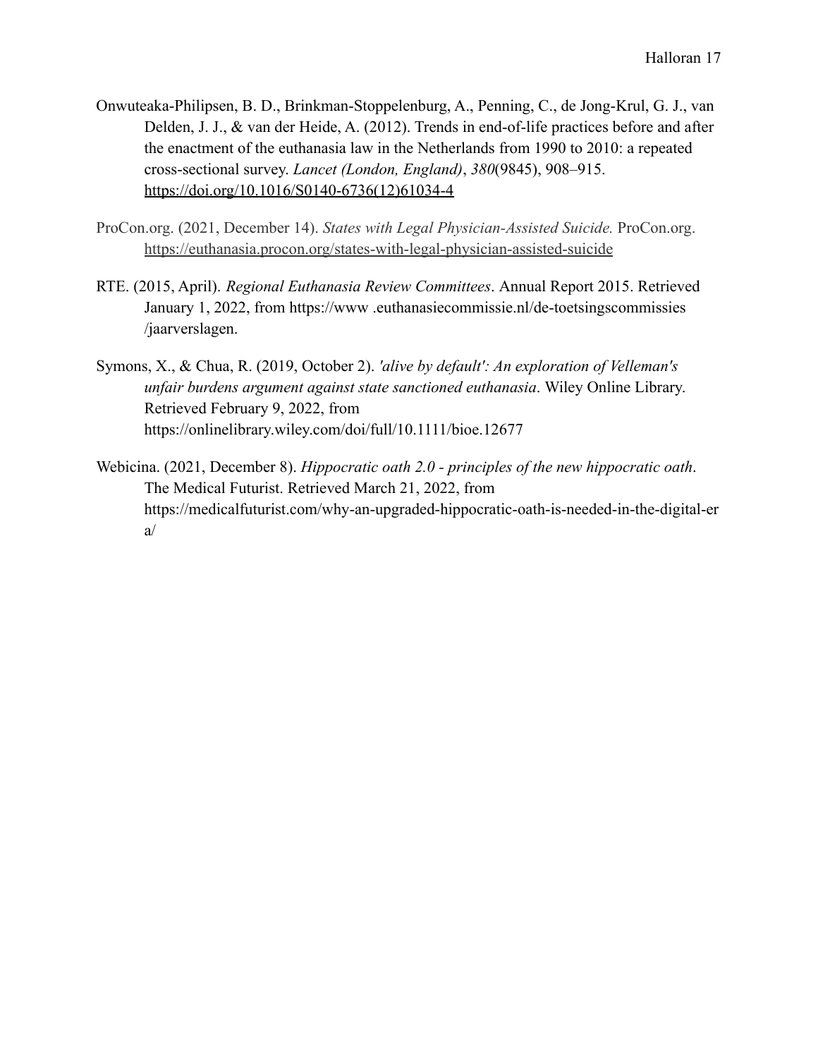Onwuteaka-Philipsen, B. D., Brinkman-Stoppelenburg, A., Penning, C., de Jong-Krul, G. J., van Delden, J. J., & van der Heide, A. (2012). Trends in end-of-life practices before and after the enactment of the euthanasia law in the Netherlands from 1990 to 2010: a repeated cross-sectional survey. *Lancet (London, England)*, *380*(9845), 908–915. https://doi.org/10.1016/S0140-6736(12)61034-4

ProCon.org. (2021, December 14). *States with Legal Physician-Assisted Suicide.* ProCon.org. https://euthanasia.procon.org/states-with-legal-physician-assisted-suicide

RTE. (2015, April). *Regional Euthanasia Review Committees*. Annual Report 2015. Retrieved January 1, 2022, from https://www .euthanasiecommissie.nl/de-toetsingscommissies /jaarverslagen.

Symons, X., & Chua, R. (2019, October 2). *'alive by default': An exploration of Velleman's unfair burdens argument against state sanctioned euthanasia*. Wiley Online Library. Retrieved February 9, 2022, from https://onlinelibrary.wiley.com/doi/full/10.1111/bioe.12677

Webicina. (2021, December 8). *Hippocratic oath 2.0 - principles of the new hippocratic oath*. The Medical Futurist. Retrieved March 21, 2022, from https://medicalfuturist.com/why-an-upgraded-hippocratic-oath-is-needed-in-the-digital-era/